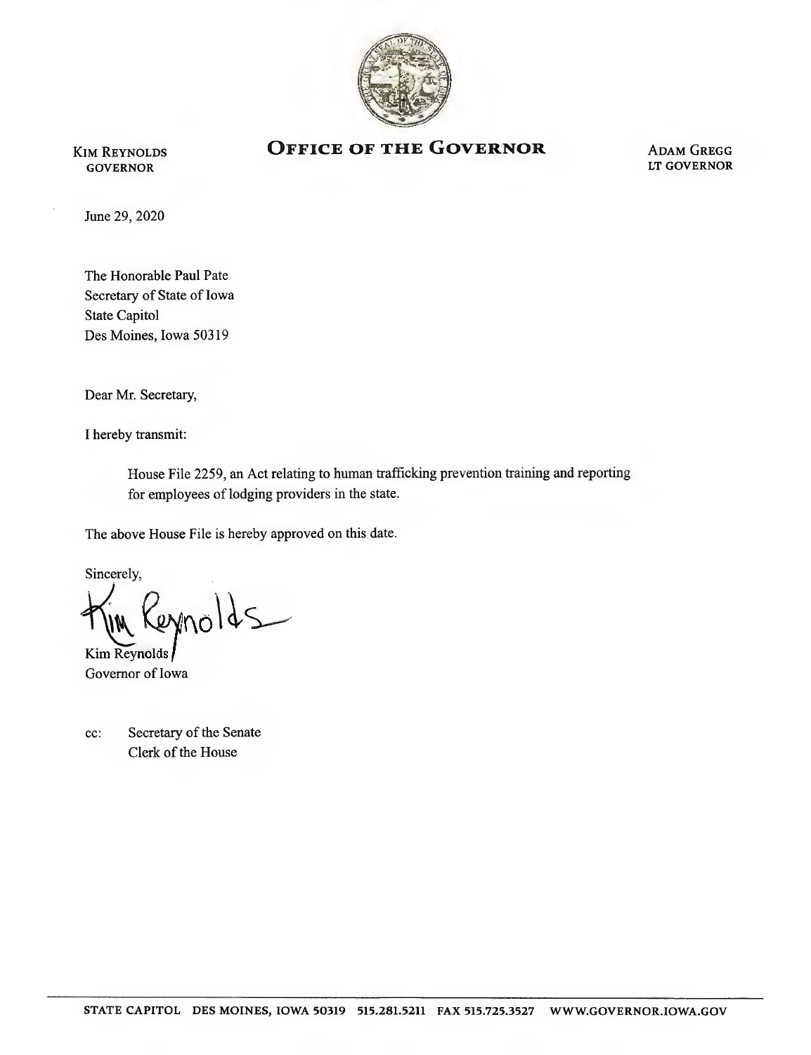# OFFICE OF THE GOVERNOR

KIM REYNOLDS
GOVERNOR

ADAM GREGG
LT GOVERNOR

June 29, 2020

The Honorable Paul Pate
Secretary of State of Iowa
State Capitol
Des Moines, Iowa 50319

Dear Mr. Secretary,

I hereby transmit:

> House File 2259, an Act relating to human trafficking prevention training and reporting for employees of lodging providers in the state.

The above House File is hereby approved on this date.

Sincerely,

Kim Reynolds
Governor of Iowa

cc: Secretary of the Senate
Clerk of the House

STATE CAPITOL DES MOINES, IOWA 50319 515.281.5211 FAX 515.725.3527 WWW.GOVERNOR.IOWA.GOV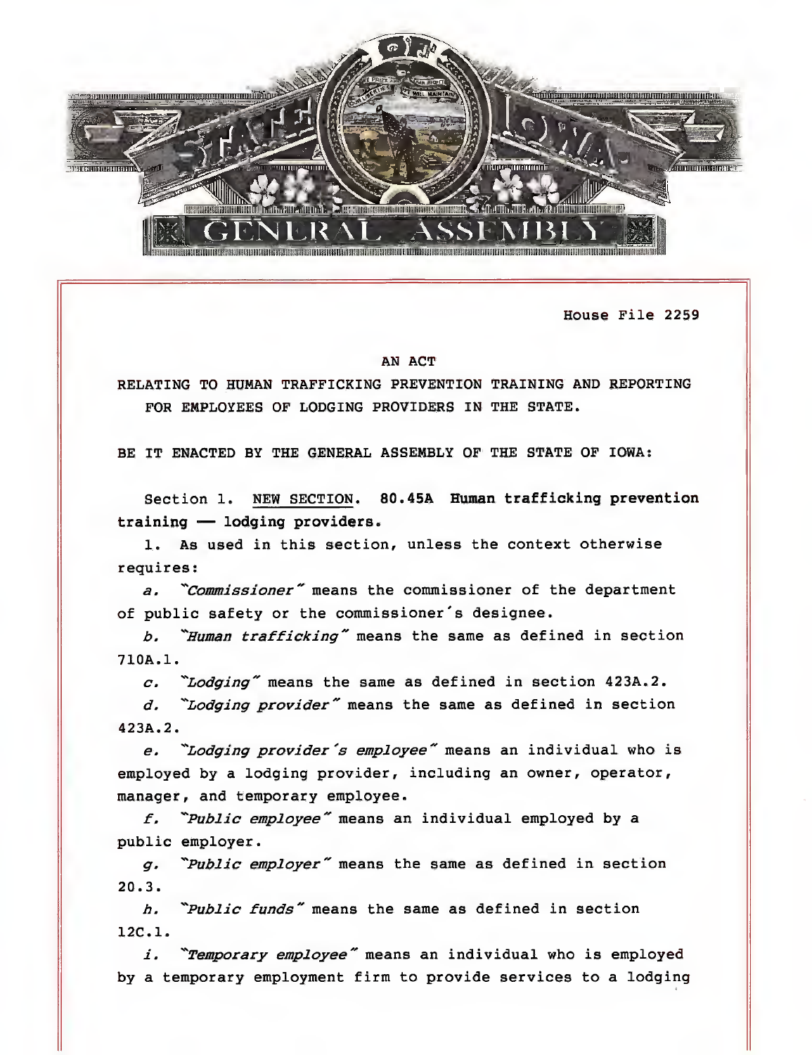House File 2259

AN ACT

RELATING TO HUMAN TRAFFICKING PREVENTION TRAINING AND REPORTING FOR EMPLOYEES OF LODGING PROVIDERS IN THE STATE.

BE IT ENACTED BY THE GENERAL ASSEMBLY OF THE STATE OF IOWA:

Section 1. NEW SECTION. **80.45A Human trafficking prevention training — lodging providers.**

1. As used in this section, unless the context otherwise requires:

*a.* *"Commissioner"* means the commissioner of the department of public safety or the commissioner's designee.

*b.* *"Human trafficking"* means the same as defined in section 710A.1.

*c.* *"Lodging"* means the same as defined in section 423A.2.

*d.* *"Lodging provider"* means the same as defined in section 423A.2.

*e.* *"Lodging provider's employee"* means an individual who is employed by a lodging provider, including an owner, operator, manager, and temporary employee.

*f.* *"Public employee"* means an individual employed by a public employer.

*g.* *"Public employer"* means the same as defined in section 20.3.

*h.* *"Public funds"* means the same as defined in section 12C.1.

*i.* *"Temporary employee"* means an individual who is employed by a temporary employment firm to provide services to a lodging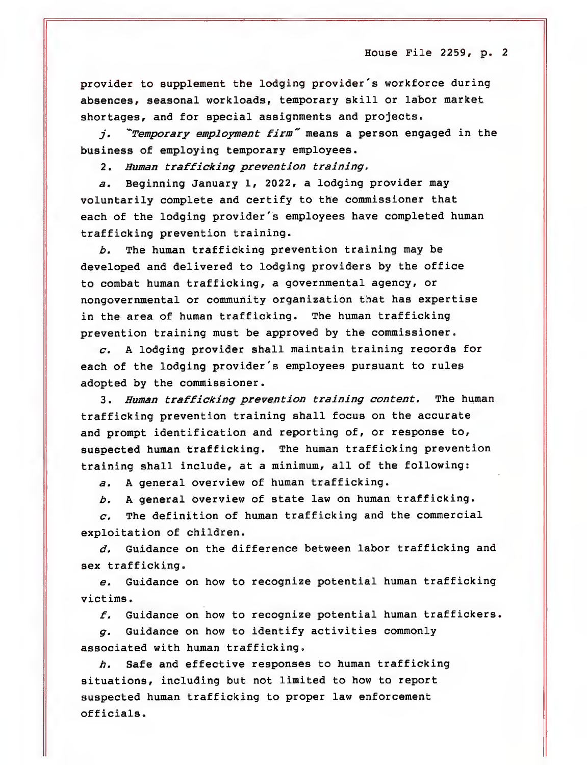provider to supplement the lodging provider's workforce during absences, seasonal workloads, temporary skill or labor market shortages, and for special assignments and projects.

*j.* *"Temporary employment firm"* means a person engaged in the business of employing temporary employees.

2. *Human trafficking prevention training.*

*a.* Beginning January 1, 2022, a lodging provider may voluntarily complete and certify to the commissioner that each of the lodging provider's employees have completed human trafficking prevention training.

*b.* The human trafficking prevention training may be developed and delivered to lodging providers by the office to combat human trafficking, a governmental agency, or nongovernmental or community organization that has expertise in the area of human trafficking. The human trafficking prevention training must be approved by the commissioner.

*c.* A lodging provider shall maintain training records for each of the lodging provider's employees pursuant to rules adopted by the commissioner.

3. *Human trafficking prevention training content.* The human trafficking prevention training shall focus on the accurate and prompt identification and reporting of, or response to, suspected human trafficking. The human trafficking prevention training shall include, at a minimum, all of the following:

*a.* A general overview of human trafficking.

*b.* A general overview of state law on human trafficking.

*c.* The definition of human trafficking and the commercial exploitation of children.

*d.* Guidance on the difference between labor trafficking and sex trafficking.

*e.* Guidance on how to recognize potential human trafficking victims.

*f.* Guidance on how to recognize potential human traffickers.

*g.* Guidance on how to identify activities commonly associated with human trafficking.

*h.* Safe and effective responses to human trafficking situations, including but not limited to how to report suspected human trafficking to proper law enforcement officials.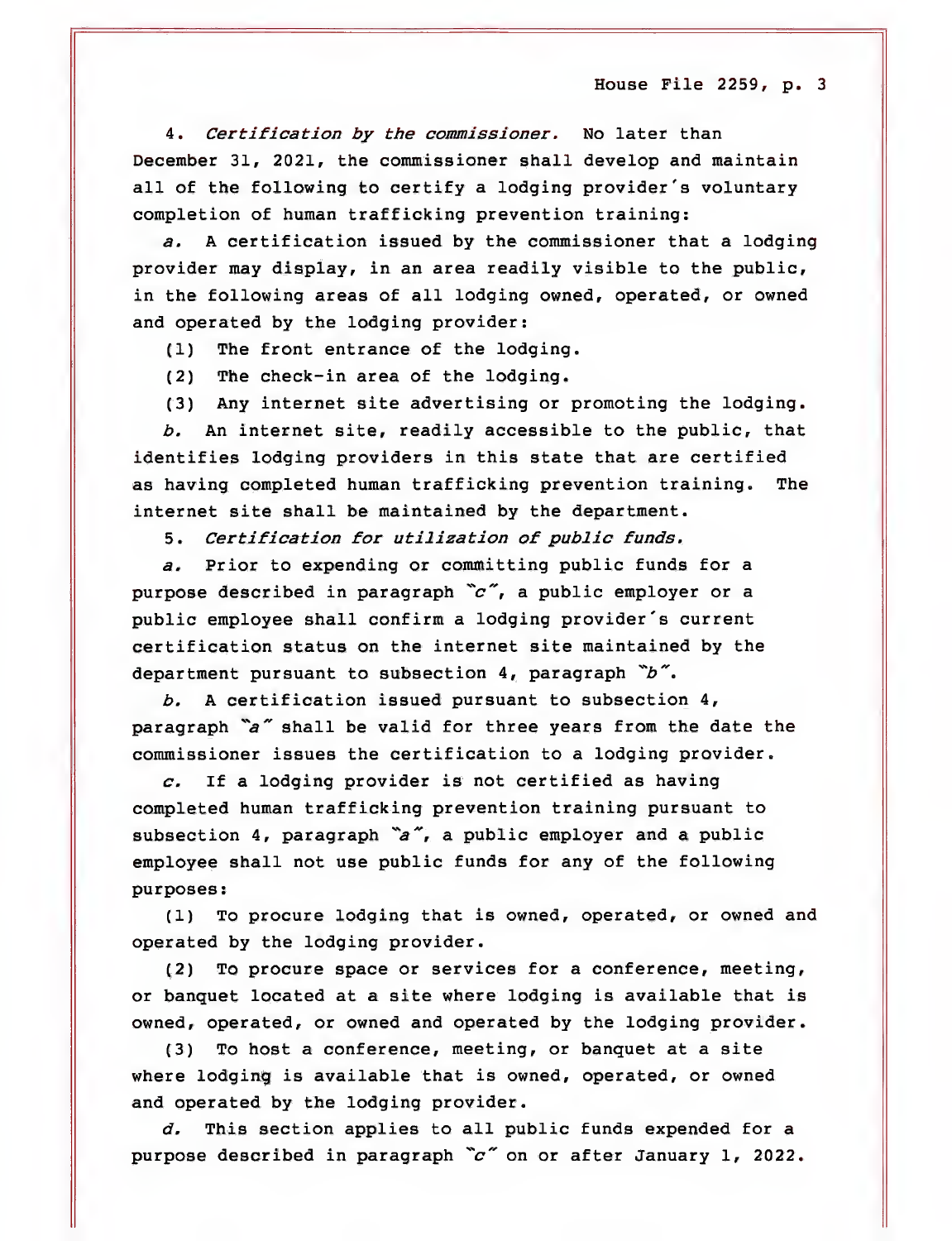4. *Certification by the commissioner.* No later than December 31, 2021, the commissioner shall develop and maintain all of the following to certify a lodging provider's voluntary completion of human trafficking prevention training:

*a.* A certification issued by the commissioner that a lodging provider may display, in an area readily visible to the public, in the following areas of all lodging owned, operated, or owned and operated by the lodging provider:

(1) The front entrance of the lodging.

(2) The check-in area of the lodging.

(3) Any internet site advertising or promoting the lodging.

*b.* An internet site, readily accessible to the public, that identifies lodging providers in this state that are certified as having completed human trafficking prevention training. The internet site shall be maintained by the department.

5. *Certification for utilization of public funds.*

*a.* Prior to expending or committing public funds for a purpose described in paragraph "c", a public employer or a public employee shall confirm a lodging provider's current certification status on the internet site maintained by the department pursuant to subsection 4, paragraph "b".

*b.* A certification issued pursuant to subsection 4, paragraph "a" shall be valid for three years from the date the commissioner issues the certification to a lodging provider.

*c.* If a lodging provider is not certified as having completed human trafficking prevention training pursuant to subsection 4, paragraph "a", a public employer and a public employee shall not use public funds for any of the following purposes:

(1) To procure lodging that is owned, operated, or owned and operated by the lodging provider.

(2) To procure space or services for a conference, meeting, or banquet located at a site where lodging is available that is owned, operated, or owned and operated by the lodging provider.

(3) To host a conference, meeting, or banquet at a site where lodging is available that is owned, operated, or owned and operated by the lodging provider.

*d.* This section applies to all public funds expended for a purpose described in paragraph "c" on or after January 1, 2022.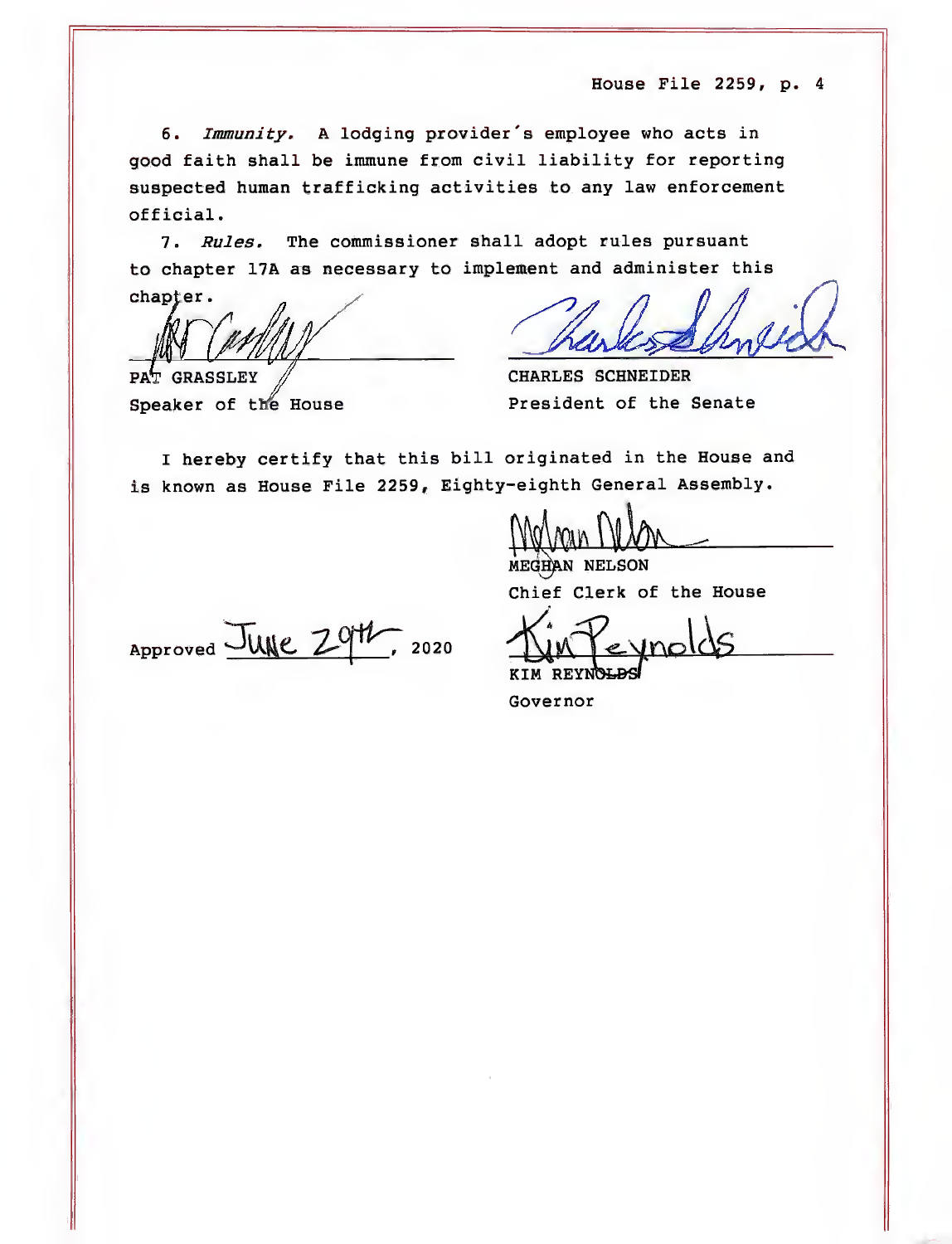6. *Immunity.* A lodging provider's employee who acts in good faith shall be immune from civil liability for reporting suspected human trafficking activities to any law enforcement official.

7. *Rules.* The commissioner shall adopt rules pursuant to chapter 17A as necessary to implement and administer this chapter.

PAT GRASSLEY
Speaker of the House

CHARLES SCHNEIDER
President of the Senate

I hereby certify that this bill originated in the House and is known as House File 2259, Eighty-eighth General Assembly.

MEGHAN NELSON
Chief Clerk of the House

Approved June 29th, 2020

KIM REYNOLDS
Governor